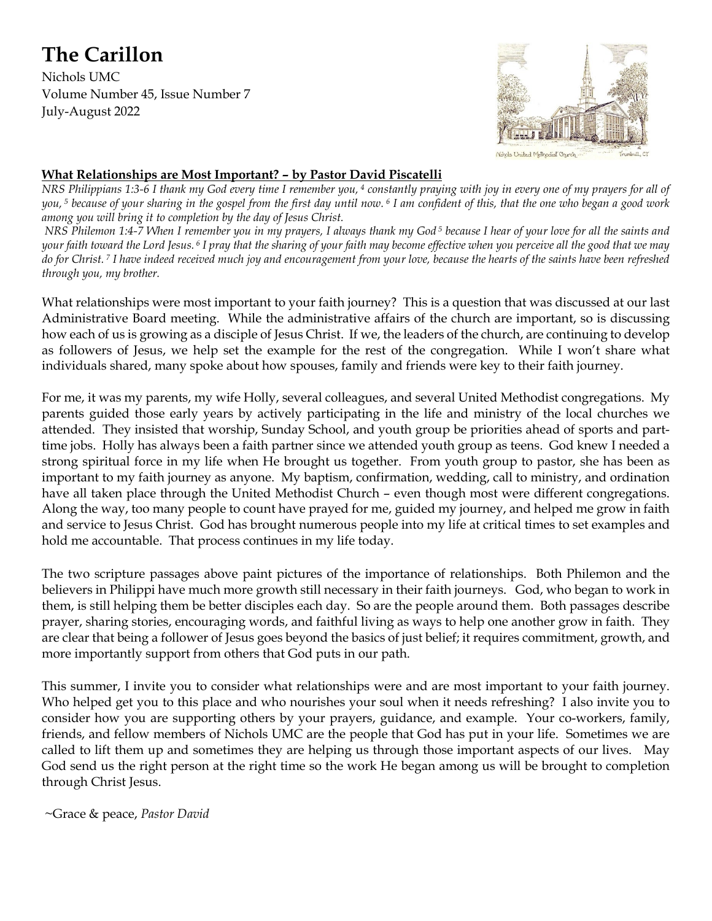# The Carillon

Nichols UMC
Volume Number 45, Issue Number 7
July-August 2022

## What Relationships are Most Important? – by Pastor David Piscatelli

*NRS Philippians 1:3-6 I thank my God every time I remember you, [4] constantly praying with joy in every one of my prayers for all of you, [5] because of your sharing in the gospel from the first day until now. [6] I am confident of this, that the one who began a good work among you will bring it to completion by the day of Jesus Christ.*

*NRS Philemon 1:4-7 When I remember you in my prayers, I always thank my God [5] because I hear of your love for all the saints and your faith toward the Lord Jesus. [6] I pray that the sharing of your faith may become effective when you perceive all the good that we may do for Christ. [7] I have indeed received much joy and encouragement from your love, because the hearts of the saints have been refreshed through you, my brother.*

What relationships were most important to your faith journey? This is a question that was discussed at our last Administrative Board meeting. While the administrative affairs of the church are important, so is discussing how each of us is growing as a disciple of Jesus Christ. If we, the leaders of the church, are continuing to develop as followers of Jesus, we help set the example for the rest of the congregation. While I won't share what individuals shared, many spoke about how spouses, family and friends were key to their faith journey.

For me, it was my parents, my wife Holly, several colleagues, and several United Methodist congregations. My parents guided those early years by actively participating in the life and ministry of the local churches we attended. They insisted that worship, Sunday School, and youth group be priorities ahead of sports and part-time jobs. Holly has always been a faith partner since we attended youth group as teens. God knew I needed a strong spiritual force in my life when He brought us together. From youth group to pastor, she has been as important to my faith journey as anyone. My baptism, confirmation, wedding, call to ministry, and ordination have all taken place through the United Methodist Church – even though most were different congregations. Along the way, too many people to count have prayed for me, guided my journey, and helped me grow in faith and service to Jesus Christ. God has brought numerous people into my life at critical times to set examples and hold me accountable. That process continues in my life today.

The two scripture passages above paint pictures of the importance of relationships. Both Philemon and the believers in Philippi have much more growth still necessary in their faith journeys. God, who began to work in them, is still helping them be better disciples each day. So are the people around them. Both passages describe prayer, sharing stories, encouraging words, and faithful living as ways to help one another grow in faith. They are clear that being a follower of Jesus goes beyond the basics of just belief; it requires commitment, growth, and more importantly support from others that God puts in our path.

This summer, I invite you to consider what relationships were and are most important to your faith journey. Who helped get you to this place and who nourishes your soul when it needs refreshing? I also invite you to consider how you are supporting others by your prayers, guidance, and example. Your co-workers, family, friends, and fellow members of Nichols UMC are the people that God has put in your life. Sometimes we are called to lift them up and sometimes they are helping us through those important aspects of our lives. May God send us the right person at the right time so the work He began among us will be brought to completion through Christ Jesus.

~Grace & peace, *Pastor David*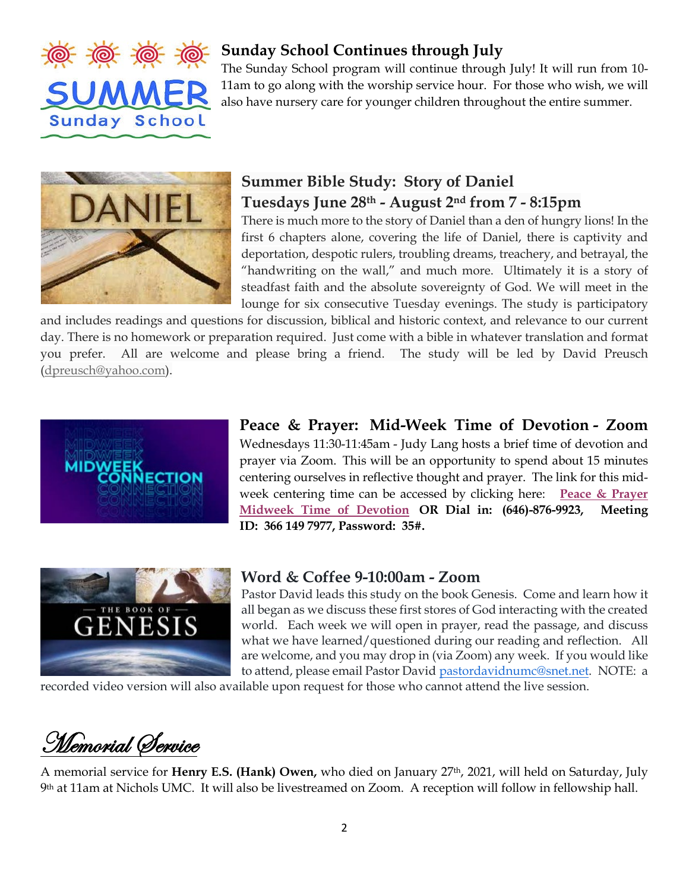## Sunday School Continues through July

The Sunday School program will continue through July! It will run from 10-11am to go along with the worship service hour. For those who wish, we will also have nursery care for younger children throughout the entire summer.

## Summer Bible Study: Story of Daniel

### Tuesdays June 28th - August 2nd from 7 - 8:15pm

There is much more to the story of Daniel than a den of hungry lions! In the first 6 chapters alone, covering the life of Daniel, there is captivity and deportation, despotic rulers, troubling dreams, treachery, and betrayal, the "handwriting on the wall," and much more. Ultimately it is a story of steadfast faith and the absolute sovereignty of God. We will meet in the lounge for six consecutive Tuesday evenings. The study is participatory and includes readings and questions for discussion, biblical and historic context, and relevance to our current day. There is no homework or preparation required. Just come with a bible in whatever translation and format you prefer. All are welcome and please bring a friend. The study will be led by David Preusch (dpreusch@yahoo.com).

## Peace & Prayer: Mid-Week Time of Devotion - Zoom

Wednesdays 11:30-11:45am - Judy Lang hosts a brief time of devotion and prayer via Zoom. This will be an opportunity to spend about 15 minutes centering ourselves in reflective thought and prayer. The link for this mid-week centering time can be accessed by clicking here: **Peace & Prayer Midweek Time of Devotion** **OR Dial in: (646)-876-9923, Meeting ID: 366 149 7977, Password: 35#.**

## Word & Coffee 9-10:00am - Zoom

Pastor David leads this study on the book Genesis. Come and learn how it all began as we discuss these first stores of God interacting with the created world. Each week we will open in prayer, read the passage, and discuss what we have learned/questioned during our reading and reflection. All are welcome, and you may drop in (via Zoom) any week. If you would like to attend, please email Pastor David pastordavidnumc@snet.net. NOTE: a recorded video version will also available upon request for those who cannot attend the live session.

## *Memorial Service*

A memorial service for **Henry E.S. (Hank) Owen,** who died on January 27th, 2021, will held on Saturday, July 9th at 11am at Nichols UMC. It will also be livestreamed on Zoom. A reception will follow in fellowship hall.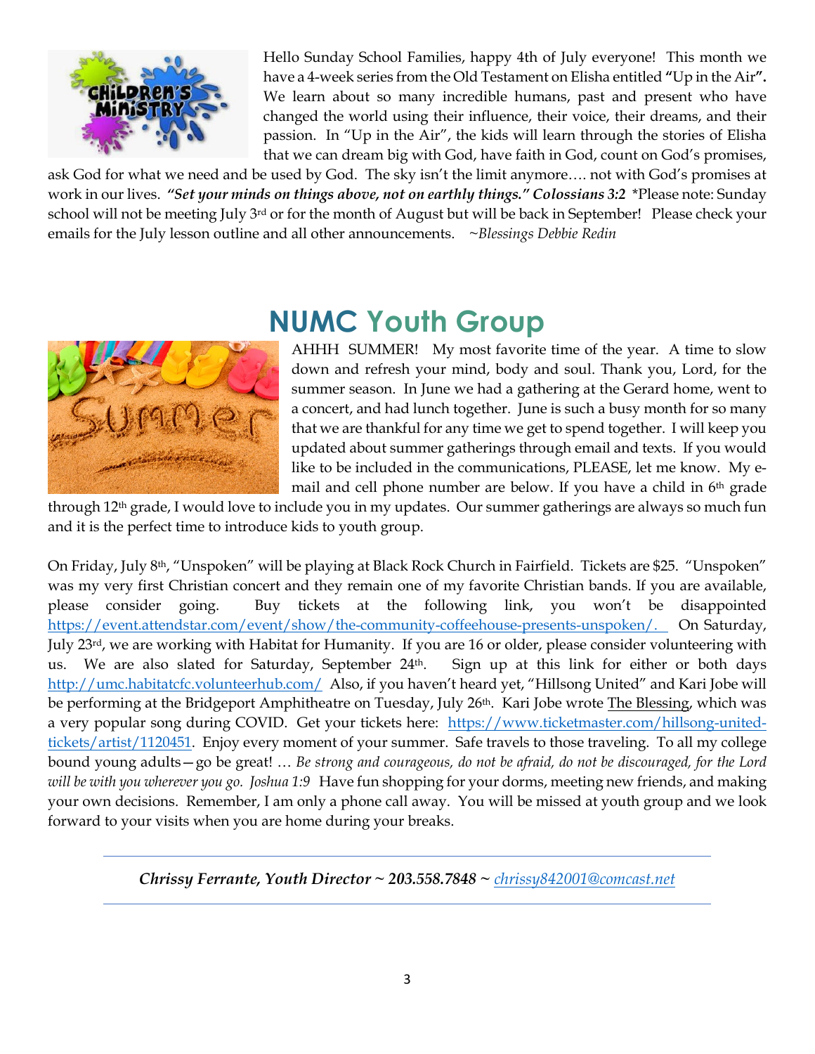Hello Sunday School Families, happy 4th of July everyone! This month we have a 4-week series from the Old Testament on Elisha entitled **"Up in the Air".** We learn about so many incredible humans, past and present who have changed the world using their influence, their voice, their dreams, and their passion. In "Up in the Air", the kids will learn through the stories of Elisha that we can dream big with God, have faith in God, count on God's promises, ask God for what we need and be used by God. The sky isn't the limit anymore…. not with God's promises at work in our lives. ***"Set your minds on things above, not on earthly things." Colossians 3:2*** *Please note: Sunday school will not be meeting July 3rd or for the month of August but will be back in September! Please check your emails for the July lesson outline and all other announcements. *~Blessings Debbie Redin*

## NUMC Youth Group

AHHH SUMMER! My most favorite time of the year. A time to slow down and refresh your mind, body and soul. Thank you, Lord, for the summer season. In June we had a gathering at the Gerard home, went to a concert, and had lunch together. June is such a busy month for so many that we are thankful for any time we get to spend together. I will keep you updated about summer gatherings through email and texts. If you would like to be included in the communications, PLEASE, let me know. My e-mail and cell phone number are below. If you have a child in 6th grade through 12th grade, I would love to include you in my updates. Our summer gatherings are always so much fun and it is the perfect time to introduce kids to youth group.

On Friday, July 8th, "Unspoken" will be playing at Black Rock Church in Fairfield. Tickets are $25. "Unspoken" was my very first Christian concert and they remain one of my favorite Christian bands. If you are available, please consider going. Buy tickets at the following link, you won't be disappointed https://event.attendstar.com/event/show/the-community-coffeehouse-presents-unspoken/. On Saturday, July 23rd, we are working with Habitat for Humanity. If you are 16 or older, please consider volunteering with us. We are also slated for Saturday, September 24th. Sign up at this link for either or both days http://umc.habitatcfc.volunteerhub.com/ Also, if you haven't heard yet, "Hillsong United" and Kari Jobe will be performing at the Bridgeport Amphitheatre on Tuesday, July 26th. Kari Jobe wrote The Blessing, which was a very popular song during COVID. Get your tickets here: https://www.ticketmaster.com/hillsong-united-tickets/artist/1120451. Enjoy every moment of your summer. Safe travels to those traveling. To all my college bound young adults—go be great! … *Be strong and courageous, do not be afraid, do not be discouraged, for the Lord will be with you wherever you go. Joshua 1:9* Have fun shopping for your dorms, meeting new friends, and making your own decisions. Remember, I am only a phone call away. You will be missed at youth group and we look forward to your visits when you are home during your breaks.

***Chrissy Ferrante, Youth Director ~ 203.558.7848 ~ chrissy842001@comcast.net***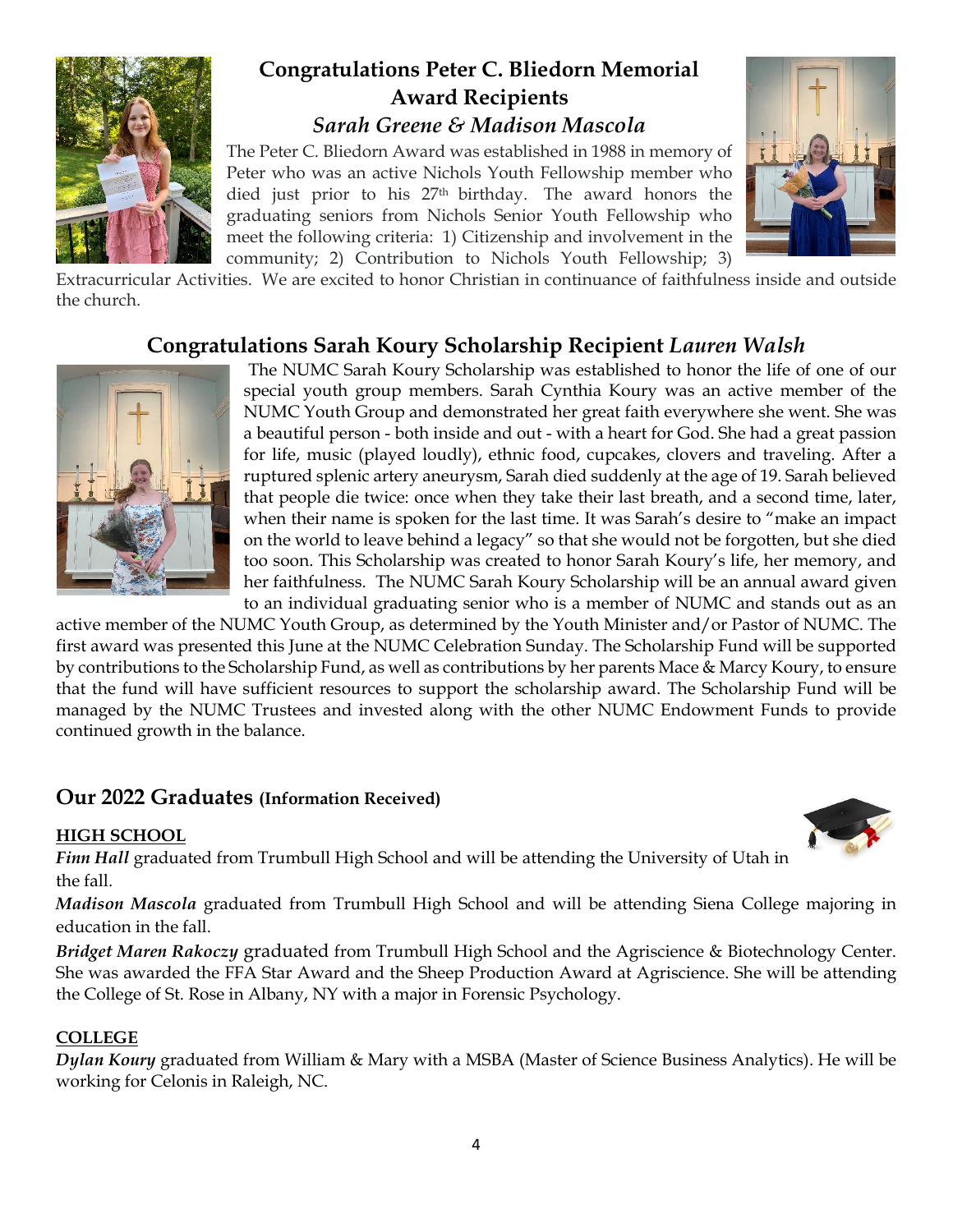## Congratulations Peter C. Bliedorn Memorial Award Recipients

### *Sarah Greene & Madison Mascola*

The Peter C. Bliedorn Award was established in 1988 in memory of Peter who was an active Nichols Youth Fellowship member who died just prior to his 27th birthday. The award honors the graduating seniors from Nichols Senior Youth Fellowship who meet the following criteria: 1) Citizenship and involvement in the community; 2) Contribution to Nichols Youth Fellowship; 3) Extracurricular Activities. We are excited to honor Christian in continuance of faithfulness inside and outside the church.

## Congratulations Sarah Koury Scholarship Recipient *Lauren Walsh*

The NUMC Sarah Koury Scholarship was established to honor the life of one of our special youth group members. Sarah Cynthia Koury was an active member of the NUMC Youth Group and demonstrated her great faith everywhere she went. She was a beautiful person - both inside and out - with a heart for God. She had a great passion for life, music (played loudly), ethnic food, cupcakes, clovers and traveling. After a ruptured splenic artery aneurysm, Sarah died suddenly at the age of 19. Sarah believed that people die twice: once when they take their last breath, and a second time, later, when their name is spoken for the last time. It was Sarah's desire to "make an impact on the world to leave behind a legacy" so that she would not be forgotten, but she died too soon. This Scholarship was created to honor Sarah Koury's life, her memory, and her faithfulness. The NUMC Sarah Koury Scholarship will be an annual award given to an individual graduating senior who is a member of NUMC and stands out as an active member of the NUMC Youth Group, as determined by the Youth Minister and/or Pastor of NUMC. The first award was presented this June at the NUMC Celebration Sunday. The Scholarship Fund will be supported by contributions to the Scholarship Fund, as well as contributions by her parents Mace & Marcy Koury, to ensure that the fund will have sufficient resources to support the scholarship award. The Scholarship Fund will be managed by the NUMC Trustees and invested along with the other NUMC Endowment Funds to provide continued growth in the balance.

## Our 2022 Graduates (Information Received)

**HIGH SCHOOL**

***Finn Hall*** graduated from Trumbull High School and will be attending the University of Utah in the fall.

***Madison Mascola*** graduated from Trumbull High School and will be attending Siena College majoring in education in the fall.

***Bridget Maren Rakoczy*** graduated from Trumbull High School and the Agriscience & Biotechnology Center. She was awarded the FFA Star Award and the Sheep Production Award at Agriscience. She will be attending the College of St. Rose in Albany, NY with a major in Forensic Psychology.

**COLLEGE**

***Dylan Koury*** graduated from William & Mary with a MSBA (Master of Science Business Analytics). He will be working for Celonis in Raleigh, NC.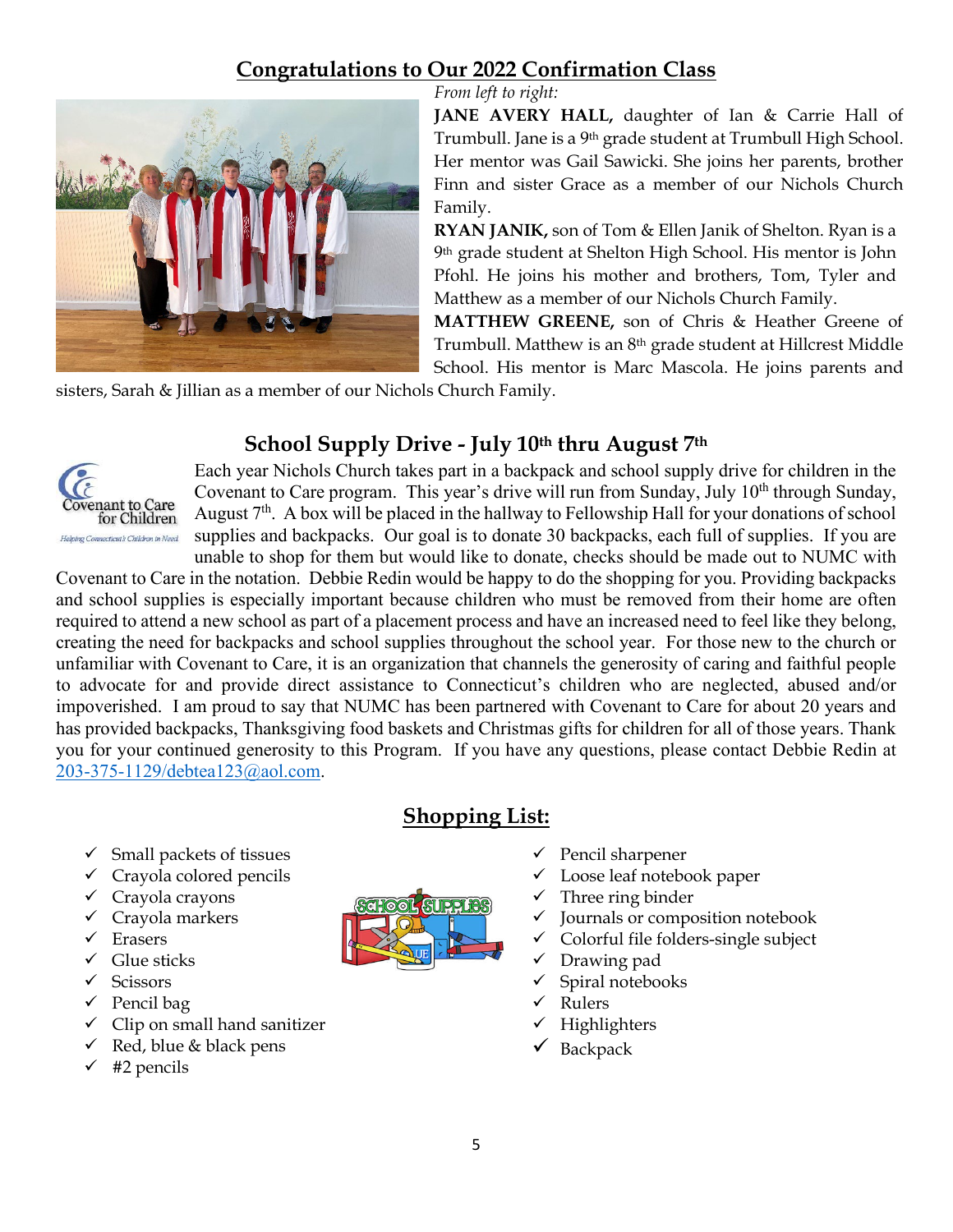## Congratulations to Our 2022 Confirmation Class

*From left to right:*

**JANE AVERY HALL,** daughter of Ian & Carrie Hall of Trumbull. Jane is a 9th grade student at Trumbull High School. Her mentor was Gail Sawicki. She joins her parents, brother Finn and sister Grace as a member of our Nichols Church Family.

**RYAN JANIK,** son of Tom & Ellen Janik of Shelton. Ryan is a 9th grade student at Shelton High School. His mentor is John Pfohl. He joins his mother and brothers, Tom, Tyler and Matthew as a member of our Nichols Church Family.

**MATTHEW GREENE,** son of Chris & Heather Greene of Trumbull. Matthew is an 8th grade student at Hillcrest Middle School. His mentor is Marc Mascola. He joins parents and sisters, Sarah & Jillian as a member of our Nichols Church Family.

## School Supply Drive - July 10th thru August 7th

Covenant to Care for Children
*Helping Connecticut's Children in Need*

Each year Nichols Church takes part in a backpack and school supply drive for children in the Covenant to Care program. This year's drive will run from Sunday, July 10th through Sunday, August 7th. A box will be placed in the hallway to Fellowship Hall for your donations of school supplies and backpacks. Our goal is to donate 30 backpacks, each full of supplies. If you are unable to shop for them but would like to donate, checks should be made out to NUMC with Covenant to Care in the notation. Debbie Redin would be happy to do the shopping for you. Providing backpacks and school supplies is especially important because children who must be removed from their home are often required to attend a new school as part of a placement process and have an increased need to feel like they belong, creating the need for backpacks and school supplies throughout the school year. For those new to the church or unfamiliar with Covenant to Care, it is an organization that channels the generosity of caring and faithful people to advocate for and provide direct assistance to Connecticut's children who are neglected, abused and/or impoverished. I am proud to say that NUMC has been partnered with Covenant to Care for about 20 years and has provided backpacks, Thanksgiving food baskets and Christmas gifts for children for all of those years. Thank you for your continued generosity to this Program. If you have any questions, please contact Debbie Redin at 203-375-1129/debtea123@aol.com.

## Shopping List:

- ✓ Small packets of tissues
- ✓ Crayola colored pencils
- ✓ Crayola crayons
- ✓ Crayola markers
- ✓ Erasers
- ✓ Glue sticks
- ✓ Scissors
- ✓ Pencil bag
- ✓ Clip on small hand sanitizer
- ✓ Red, blue & black pens
- ✓ #2 pencils
- ✓ Pencil sharpener
- ✓ Loose leaf notebook paper
- ✓ Three ring binder
- ✓ Journals or composition notebook
- ✓ Colorful file folders-single subject
- ✓ Drawing pad
- ✓ Spiral notebooks
- ✓ Rulers
- ✓ Highlighters
- ✓ Backpack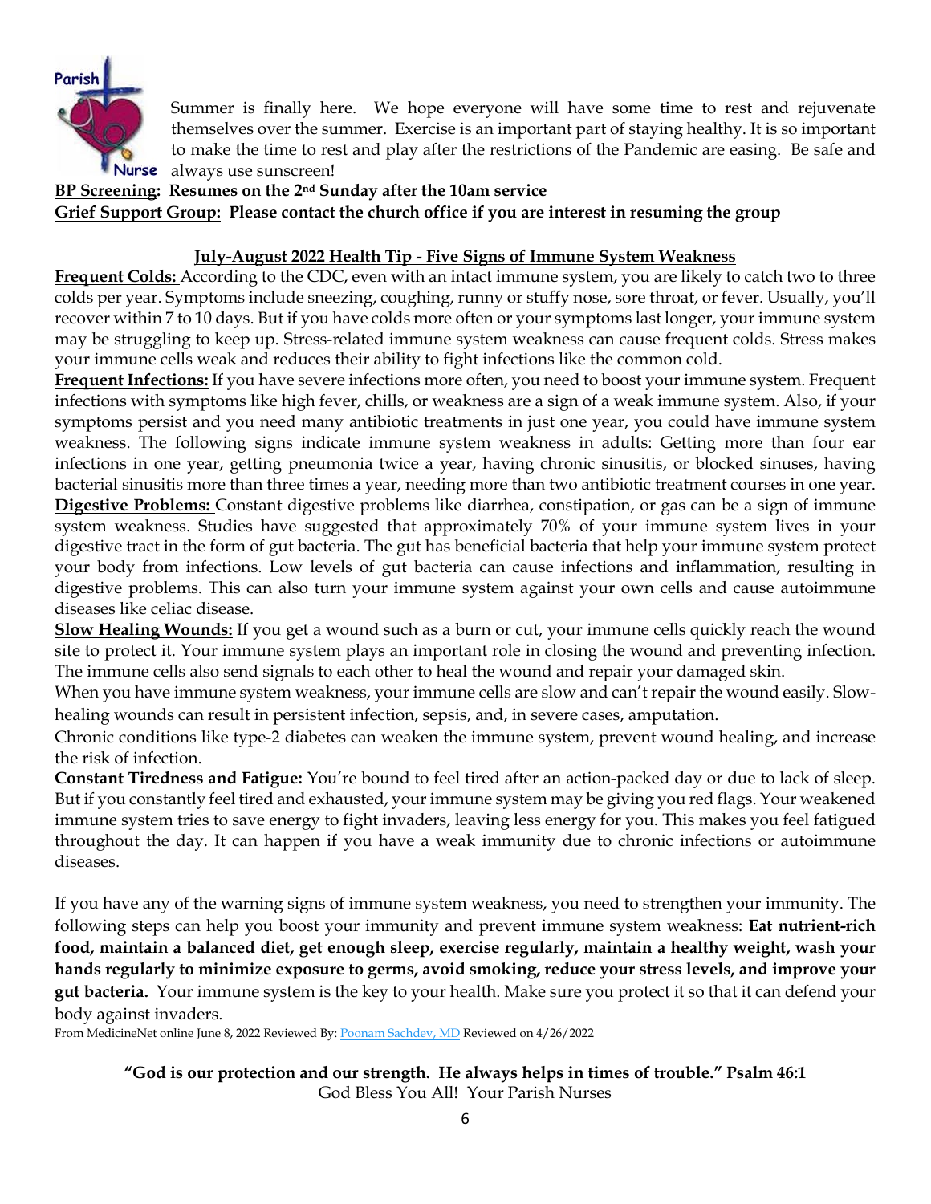Parish Nurse

Summer is finally here. We hope everyone will have some time to rest and rejuvenate themselves over the summer. Exercise is an important part of staying healthy. It is so important to make the time to rest and play after the restrictions of the Pandemic are easing. Be safe and always use sunscreen!

**BP Screening: Resumes on the 2nd Sunday after the 10am service**

**Grief Support Group: Please contact the church office if you are interest in resuming the group**

## July-August 2022 Health Tip - Five Signs of Immune System Weakness

**Frequent Colds:** According to the CDC, even with an intact immune system, you are likely to catch two to three colds per year. Symptoms include sneezing, coughing, runny or stuffy nose, sore throat, or fever. Usually, you'll recover within 7 to 10 days. But if you have colds more often or your symptoms last longer, your immune system may be struggling to keep up. Stress-related immune system weakness can cause frequent colds. Stress makes your immune cells weak and reduces their ability to fight infections like the common cold.

**Frequent Infections:** If you have severe infections more often, you need to boost your immune system. Frequent infections with symptoms like high fever, chills, or weakness are a sign of a weak immune system. Also, if your symptoms persist and you need many antibiotic treatments in just one year, you could have immune system weakness. The following signs indicate immune system weakness in adults: Getting more than four ear infections in one year, getting pneumonia twice a year, having chronic sinusitis, or blocked sinuses, having bacterial sinusitis more than three times a year, needing more than two antibiotic treatment courses in one year.

**Digestive Problems:** Constant digestive problems like diarrhea, constipation, or gas can be a sign of immune system weakness. Studies have suggested that approximately 70% of your immune system lives in your digestive tract in the form of gut bacteria. The gut has beneficial bacteria that help your immune system protect your body from infections. Low levels of gut bacteria can cause infections and inflammation, resulting in digestive problems. This can also turn your immune system against your own cells and cause autoimmune diseases like celiac disease.

**Slow Healing Wounds:** If you get a wound such as a burn or cut, your immune cells quickly reach the wound site to protect it. Your immune system plays an important role in closing the wound and preventing infection. The immune cells also send signals to each other to heal the wound and repair your damaged skin.

When you have immune system weakness, your immune cells are slow and can't repair the wound easily. Slow-healing wounds can result in persistent infection, sepsis, and, in severe cases, amputation.

Chronic conditions like type-2 diabetes can weaken the immune system, prevent wound healing, and increase the risk of infection.

**Constant Tiredness and Fatigue:** You're bound to feel tired after an action-packed day or due to lack of sleep. But if you constantly feel tired and exhausted, your immune system may be giving you red flags. Your weakened immune system tries to save energy to fight invaders, leaving less energy for you. This makes you feel fatigued throughout the day. It can happen if you have a weak immunity due to chronic infections or autoimmune diseases.

If you have any of the warning signs of immune system weakness, you need to strengthen your immunity. The following steps can help you boost your immunity and prevent immune system weakness: **Eat nutrient-rich food, maintain a balanced diet, get enough sleep, exercise regularly, maintain a healthy weight, wash your hands regularly to minimize exposure to germs, avoid smoking, reduce your stress levels, and improve your gut bacteria.** Your immune system is the key to your health. Make sure you protect it so that it can defend your body against invaders.

From MedicineNet online June 8, 2022 Reviewed By: Poonam Sachdev, MD Reviewed on 4/26/2022

**"God is our protection and our strength. He always helps in times of trouble." Psalm 46:1**

God Bless You All! Your Parish Nurses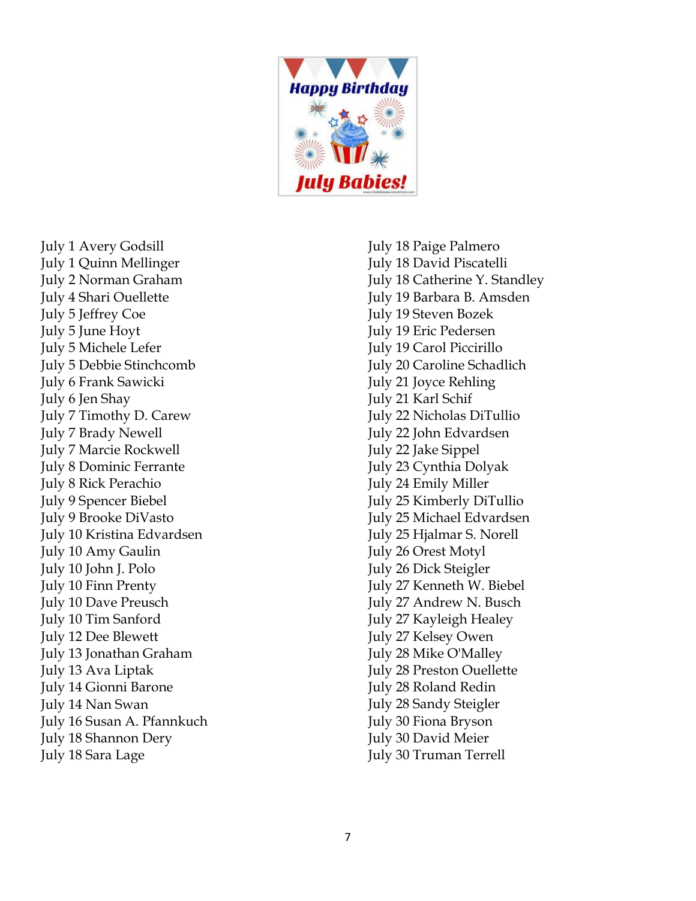Happy Birthday

July Babies!

July 1 Avery Godsill
July 1 Quinn Mellinger
July 2 Norman Graham
July 4 Shari Ouellette
July 5 Jeffrey Coe
July 5 June Hoyt
July 5 Michele Lefer
July 5 Debbie Stinchcomb
July 6 Frank Sawicki
July 6 Jen Shay
July 7 Timothy D. Carew
July 7 Brady Newell
July 7 Marcie Rockwell
July 8 Dominic Ferrante
July 8 Rick Perachio
July 9 Spencer Biebel
July 9 Brooke DiVasto
July 10 Kristina Edvardsen
July 10 Amy Gaulin
July 10 John J. Polo
July 10 Finn Prenty
July 10 Dave Preusch
July 10 Tim Sanford
July 12 Dee Blewett
July 13 Jonathan Graham
July 13 Ava Liptak
July 14 Gionni Barone
July 14 Nan Swan
July 16 Susan A. Pfannkuch
July 18 Shannon Dery
July 18 Sara Lage
July 18 Paige Palmero
July 18 David Piscatelli
July 18 Catherine Y. Standley
July 19 Barbara B. Amsden
July 19 Steven Bozek
July 19 Eric Pedersen
July 19 Carol Piccirillo
July 20 Caroline Schadlich
July 21 Joyce Rehling
July 21 Karl Schif
July 22 Nicholas DiTullio
July 22 John Edvardsen
July 22 Jake Sippel
July 23 Cynthia Dolyak
July 24 Emily Miller
July 25 Kimberly DiTullio
July 25 Michael Edvardsen
July 25 Hjalmar S. Norell
July 26 Orest Motyl
July 26 Dick Steigler
July 27 Kenneth W. Biebel
July 27 Andrew N. Busch
July 27 Kayleigh Healey
July 27 Kelsey Owen
July 28 Mike O'Malley
July 28 Preston Ouellette
July 28 Roland Redin
July 28 Sandy Steigler
July 30 Fiona Bryson
July 30 David Meier
July 30 Truman Terrell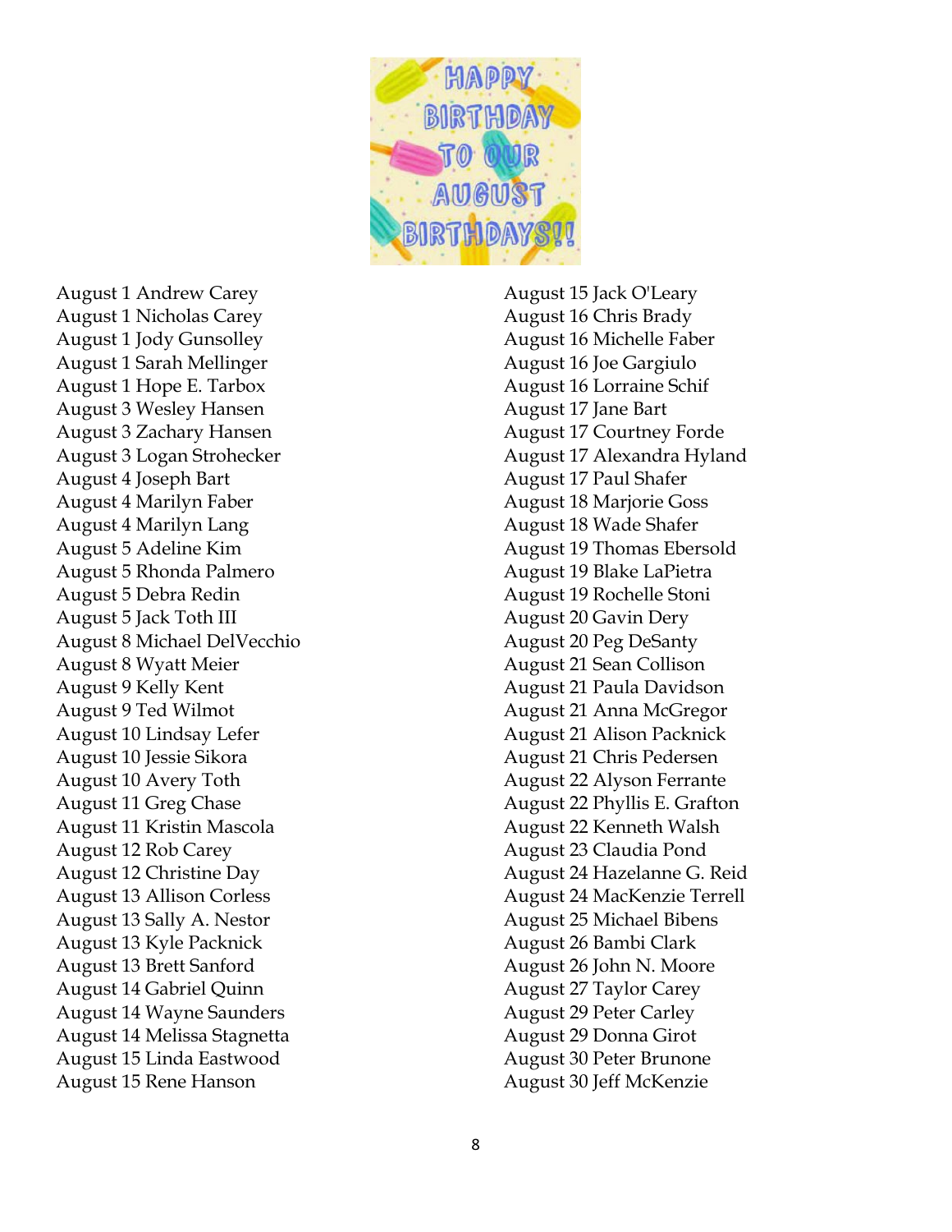# HAPPY BIRTHDAY TO OUR AUGUST BIRTHDAYS!!

August 1 Andrew Carey
August 1 Nicholas Carey
August 1 Jody Gunsolley
August 1 Sarah Mellinger
August 1 Hope E. Tarbox
August 3 Wesley Hansen
August 3 Zachary Hansen
August 3 Logan Strohecker
August 4 Joseph Bart
August 4 Marilyn Faber
August 4 Marilyn Lang
August 5 Adeline Kim
August 5 Rhonda Palmero
August 5 Debra Redin
August 5 Jack Toth III
August 8 Michael DelVecchio
August 8 Wyatt Meier
August 9 Kelly Kent
August 9 Ted Wilmot
August 10 Lindsay Lefer
August 10 Jessie Sikora
August 10 Avery Toth
August 11 Greg Chase
August 11 Kristin Mascola
August 12 Rob Carey
August 12 Christine Day
August 13 Allison Corless
August 13 Sally A. Nestor
August 13 Kyle Packnick
August 13 Brett Sanford
August 14 Gabriel Quinn
August 14 Wayne Saunders
August 14 Melissa Stagnetta
August 15 Linda Eastwood
August 15 Rene Hanson
August 15 Jack O'Leary
August 16 Chris Brady
August 16 Michelle Faber
August 16 Joe Gargiulo
August 16 Lorraine Schif
August 17 Jane Bart
August 17 Courtney Forde
August 17 Alexandra Hyland
August 17 Paul Shafer
August 18 Marjorie Goss
August 18 Wade Shafer
August 19 Thomas Ebersold
August 19 Blake LaPietra
August 19 Rochelle Stoni
August 20 Gavin Dery
August 20 Peg DeSanty
August 21 Sean Collison
August 21 Paula Davidson
August 21 Anna McGregor
August 21 Alison Packnick
August 21 Chris Pedersen
August 22 Alyson Ferrante
August 22 Phyllis E. Grafton
August 22 Kenneth Walsh
August 23 Claudia Pond
August 24 Hazelanne G. Reid
August 24 MacKenzie Terrell
August 25 Michael Bibens
August 26 Bambi Clark
August 26 John N. Moore
August 27 Taylor Carey
August 29 Peter Carley
August 29 Donna Girot
August 30 Peter Brunone
August 30 Jeff McKenzie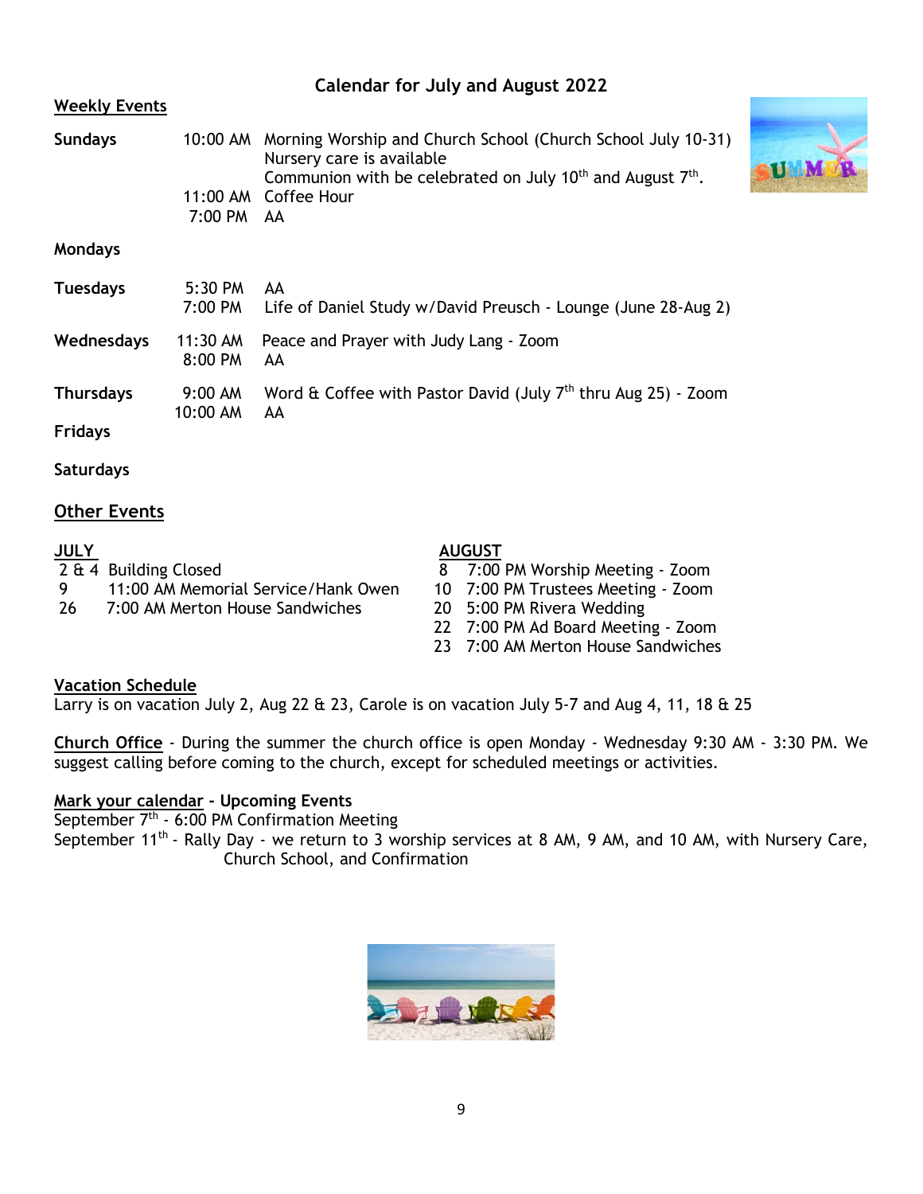# Calendar for July and August 2022

## Weekly Events

**Sundays**
- 10:00 AM Morning Worship and Church School (Church School July 10-31)
  Nursery care is available
  Communion with be celebrated on July 10th and August 7th.
- 11:00 AM Coffee Hour
- 7:00 PM AA

**Mondays**

**Tuesdays**
- 5:30 PM AA
- 7:00 PM Life of Daniel Study w/David Preusch - Lounge (June 28-Aug 2)

**Wednesdays**
- 11:30 AM Peace and Prayer with Judy Lang - Zoom
- 8:00 PM AA

**Thursdays**
- 9:00 AM Word & Coffee with Pastor David (July 7th thru Aug 25) - Zoom
- 10:00 AM AA

**Fridays**

**Saturdays**

## Other Events

**JULY**
- 2 & 4 Building Closed
- 9 11:00 AM Memorial Service/Hank Owen
- 26 7:00 AM Merton House Sandwiches

**AUGUST**
- 8 7:00 PM Worship Meeting - Zoom
- 10 7:00 PM Trustees Meeting - Zoom
- 20 5:00 PM Rivera Wedding
- 22 7:00 PM Ad Board Meeting - Zoom
- 23 7:00 AM Merton House Sandwiches

**Vacation Schedule**
Larry is on vacation July 2, Aug 22 & 23, Carole is on vacation July 5-7 and Aug 4, 11, 18 & 25

**Church Office** - During the summer the church office is open Monday - Wednesday 9:30 AM - 3:30 PM. We suggest calling before coming to the church, except for scheduled meetings or activities.

**Mark your calendar - Upcoming Events**
September 7th - 6:00 PM Confirmation Meeting
September 11th - Rally Day - we return to 3 worship services at 8 AM, 9 AM, and 10 AM, with Nursery Care, Church School, and Confirmation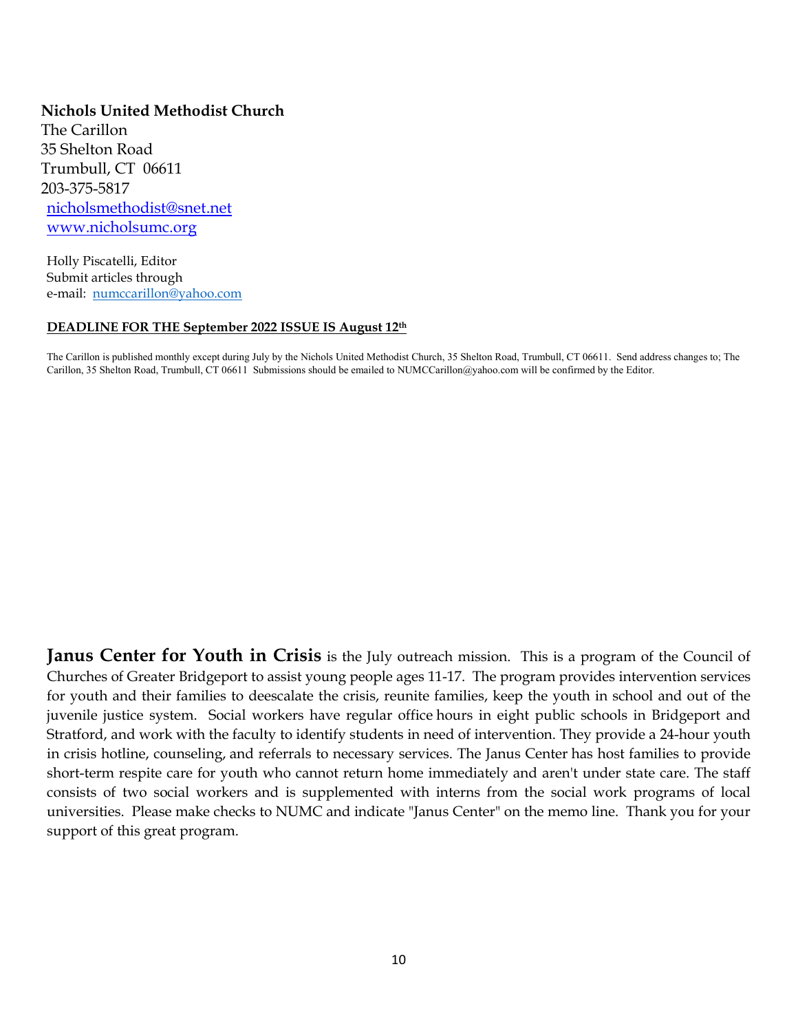**Nichols United Methodist Church**

The Carillon
35 Shelton Road
Trumbull, CT 06611
203-375-5817
nicholsmethodist@snet.net
www.nicholsumc.org

Holly Piscatelli, Editor
Submit articles through
e-mail: numccarillon@yahoo.com

**DEADLINE FOR THE September 2022 ISSUE IS August 12th**

The Carillon is published monthly except during July by the Nichols United Methodist Church, 35 Shelton Road, Trumbull, CT 06611. Send address changes to; The Carillon, 35 Shelton Road, Trumbull, CT 06611 Submissions should be emailed to NUMCCarillon@yahoo.com will be confirmed by the Editor.

**Janus Center for Youth in Crisis** is the July outreach mission. This is a program of the Council of Churches of Greater Bridgeport to assist young people ages 11-17. The program provides intervention services for youth and their families to deescalate the crisis, reunite families, keep the youth in school and out of the juvenile justice system. Social workers have regular office hours in eight public schools in Bridgeport and Stratford, and work with the faculty to identify students in need of intervention. They provide a 24-hour youth in crisis hotline, counseling, and referrals to necessary services. The Janus Center has host families to provide short-term respite care for youth who cannot return home immediately and aren't under state care. The staff consists of two social workers and is supplemented with interns from the social work programs of local universities. Please make checks to NUMC and indicate "Janus Center" on the memo line. Thank you for your support of this great program.